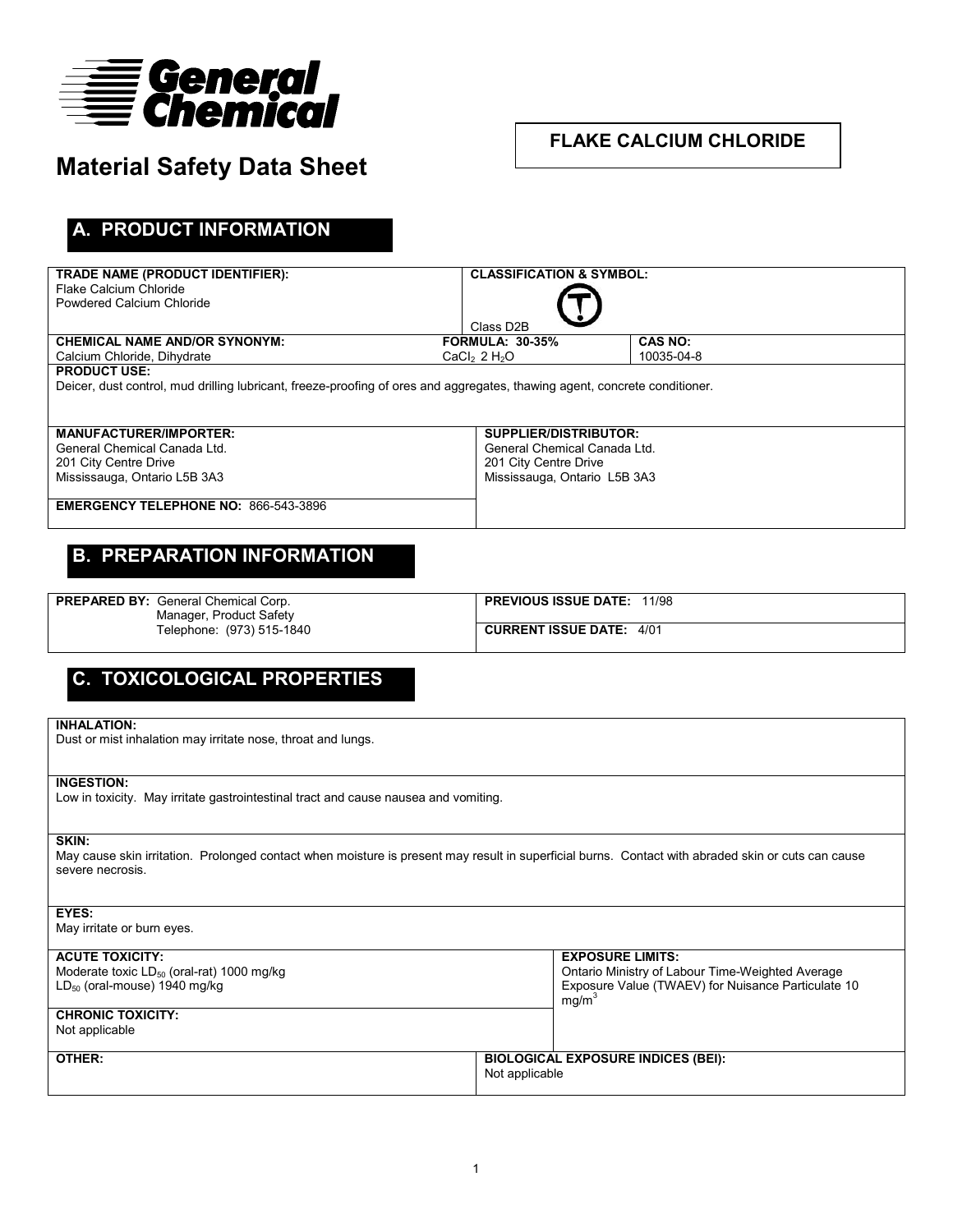General Chemical

# Material Safety Data Sheet

**FLAKE CALCIUM CHLORIDE**

## A. PRODUCT INFORMATION

| **TRADE NAME (PRODUCT IDENTIFIER):** Flake Calcium Chloride Powdered Calcium Chloride | **CLASSIFICATION & SYMBOL:** Class D2B | |
|---|---|---|
| **CHEMICAL NAME AND/OR SYNONYM:** Calcium Chloride, Dihydrate | **FORMULA: 30-35%** $CaCl_2$ 2 $H_2O$ | **CAS NO:** 10035-04-8 |
| **PRODUCT USE:** Deicer, dust control, mud drilling lubricant, freeze-proofing of ores and aggregates, thawing agent, concrete conditioner. | | |

| **MANUFACTURER/IMPORTER:** | **SUPPLIER/DISTRIBUTOR:** |
|---|---|
| General Chemical Canada Ltd. 201 City Centre Drive Mississauga, Ontario L5B 3A3 | General Chemical Canada Ltd. 201 City Centre Drive Mississauga, Ontario L5B 3A3 |
| **EMERGENCY TELEPHONE NO:** 866-543-3896 | |

## B. PREPARATION INFORMATION

| **PREPARED BY:** General Chemical Corp. Manager, Product Safety Telephone: (973) 515-1840 | **PREVIOUS ISSUE DATE:** 11/98 |
|---|---|
| | **CURRENT ISSUE DATE:** 4/01 |

## C. TOXICOLOGICAL PROPERTIES

**INHALATION:**
Dust or mist inhalation may irritate nose, throat and lungs.

**INGESTION:**
Low in toxicity. May irritate gastrointestinal tract and cause nausea and vomiting.

**SKIN:**
May cause skin irritation. Prolonged contact when moisture is present may result in superficial burns. Contact with abraded skin or cuts can cause severe necrosis.

**EYES:**
May irritate or burn eyes.

| **ACUTE TOXICITY:** Moderate toxic $LD_{50}$ (oral-rat) 1000 mg/kg $LD_{50}$ (oral-mouse) 1940 mg/kg | **EXPOSURE LIMITS:** Ontario Ministry of Labour Time-Weighted Average Exposure Value (TWAEV) for Nuisance Particulate 10 $mg/m^3$ |
|---|---|
| **CHRONIC TOXICITY:** Not applicable | |
| **OTHER:** | **BIOLOGICAL EXPOSURE INDICES (BEI):** Not applicable |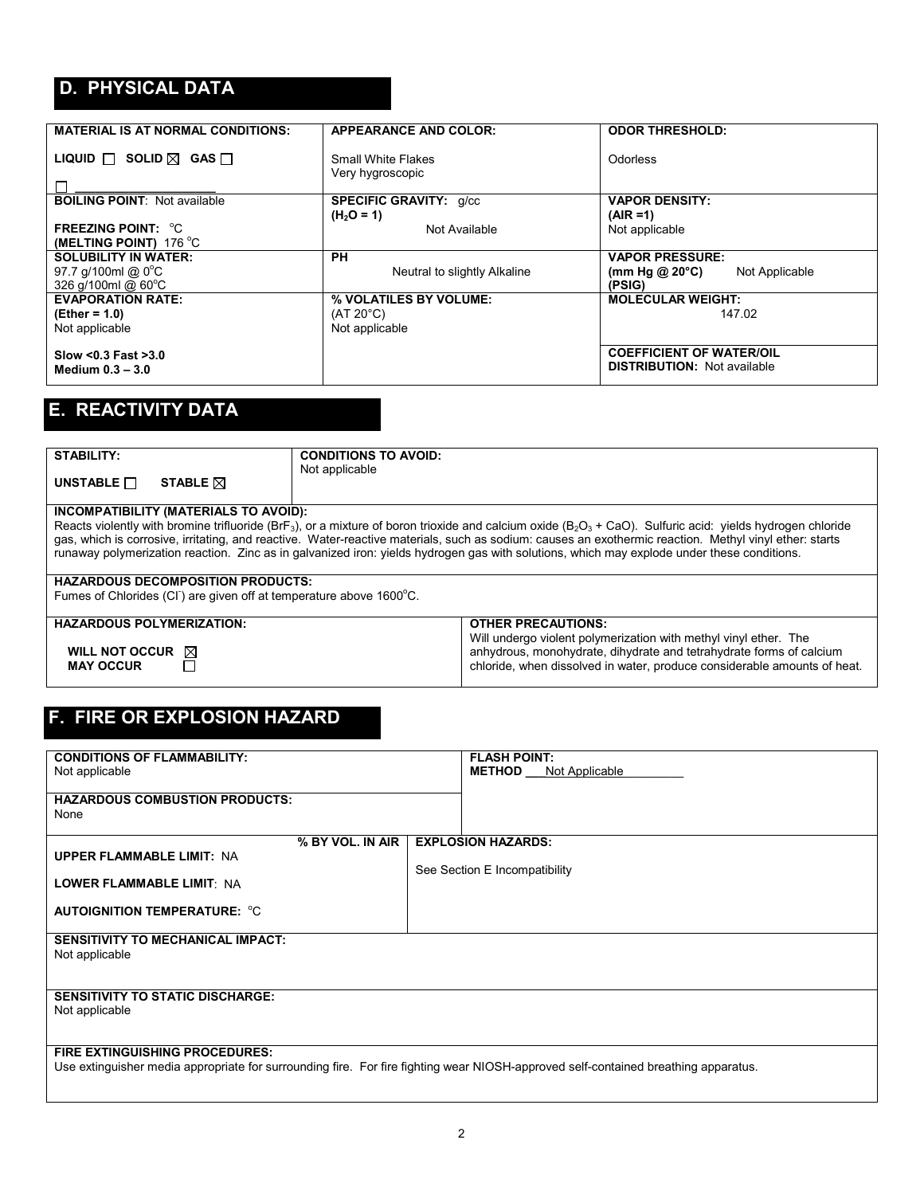## D. PHYSICAL DATA

| | | |
|---|---|---|
| **MATERIAL IS AT NORMAL CONDITIONS:**<br>**LIQUID** ☐ **SOLID** ☒ **GAS** ☐<br>☐ ____________________ | **APPEARANCE AND COLOR:**<br>Small White Flakes<br>Very hygroscopic | **ODOR THRESHOLD:**<br>Odorless |
| **BOILING POINT**: Not available<br>**FREEZING POINT:** °C<br>**(MELTING POINT)** 176 °C | **SPECIFIC GRAVITY:** g/cc<br>**($H_2O$ = 1)**<br>Not Available | **VAPOR DENSITY:**<br>**(AIR =1)**<br>Not applicable |
| **SOLUBILITY IN WATER:**<br>97.7 g/100ml @ 0°C<br>326 g/100ml @ 60°C | **PH**<br>Neutral to slightly Alkaline | **VAPOR PRESSURE:**<br>**(mm Hg @ 20°C)** Not Applicable<br>**(PSIG)** |
| **EVAPORATION RATE:**<br>**(Ether = 1.0)**<br>Not applicable<br>**Slow <0.3 Fast >3.0**<br>**Medium 0.3 – 3.0** | **% VOLATILES BY VOLUME:**<br>(AT 20°C)<br>Not applicable | **MOLECULAR WEIGHT:**<br>147.02<br>**COEFFICIENT OF WATER/OIL DISTRIBUTION:** Not available |

## E. REACTIVITY DATA

| | |
|---|---|
| **STABILITY:**<br>**UNSTABLE** ☐ **STABLE** ☒ | **CONDITIONS TO AVOID:**<br>Not applicable |

**INCOMPATIBILITY (MATERIALS TO AVOID):**
Reacts violently with bromine trifluoride ($BrF_3$), or a mixture of boron trioxide and calcium oxide ($B_2O_3$ + CaO). Sulfuric acid: yields hydrogen chloride gas, which is corrosive, irritating, and reactive. Water-reactive materials, such as sodium: causes an exothermic reaction. Methyl vinyl ether: starts runaway polymerization reaction. Zinc as in galvanized iron: yields hydrogen gas with solutions, which may explode under these conditions.

**HAZARDOUS DECOMPOSITION PRODUCTS:**
Fumes of Chlorides ($Cl^-$) are given off at temperature above 1600°C.

| | |
|---|---|
| **HAZARDOUS POLYMERIZATION:**<br>**WILL NOT OCCUR** ☒<br>**MAY OCCUR** ☐ | **OTHER PRECAUTIONS:**<br>Will undergo violent polymerization with methyl vinyl ether. The anhydrous, monohydrate, dihydrate and tetrahydrate forms of calcium chloride, when dissolved in water, produce considerable amounts of heat. |

## F. FIRE OR EXPLOSION HAZARD

| | |
|---|---|
| **CONDITIONS OF FLAMMABILITY:**<br>Not applicable<br>**HAZARDOUS COMBUSTION PRODUCTS:**<br>None | **FLASH POINT:**<br>**METHOD** Not Applicable |
| **% BY VOL. IN AIR**<br>**UPPER FLAMMABLE LIMIT:** NA<br>**LOWER FLAMMABLE LIMIT**: NA<br>**AUTOIGNITION TEMPERATURE:** °C | **EXPLOSION HAZARDS:**<br>See Section E Incompatibility |

**SENSITIVITY TO MECHANICAL IMPACT:**
Not applicable

**SENSITIVITY TO STATIC DISCHARGE:**
Not applicable

**FIRE EXTINGUISHING PROCEDURES:**
Use extinguisher media appropriate for surrounding fire. For fire fighting wear NIOSH-approved self-contained breathing apparatus.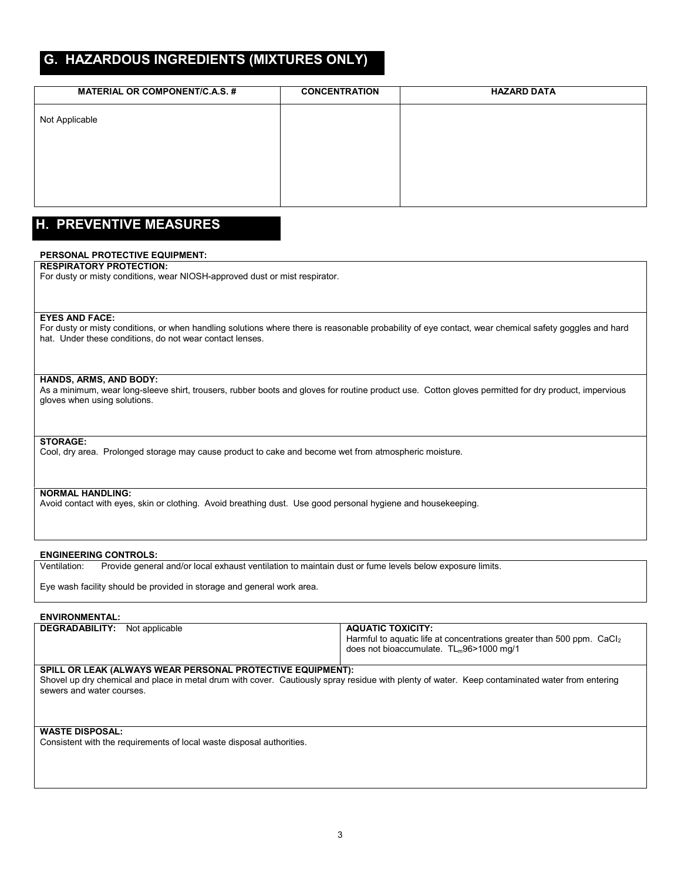## G. HAZARDOUS INGREDIENTS (MIXTURES ONLY)

| MATERIAL OR COMPONENT/C.A.S. # | CONCENTRATION | HAZARD DATA |
|---|---|---|
| Not Applicable | | |

## H. PREVENTIVE MEASURES

**PERSONAL PROTECTIVE EQUIPMENT:**

**RESPIRATORY PROTECTION:**
For dusty or misty conditions, wear NIOSH-approved dust or mist respirator.

**EYES AND FACE:**
For dusty or misty conditions, or when handling solutions where there is reasonable probability of eye contact, wear chemical safety goggles and hard hat. Under these conditions, do not wear contact lenses.

**HANDS, ARMS, AND BODY:**
As a minimum, wear long-sleeve shirt, trousers, rubber boots and gloves for routine product use. Cotton gloves permitted for dry product, impervious gloves when using solutions.

**STORAGE:**
Cool, dry area. Prolonged storage may cause product to cake and become wet from atmospheric moisture.

**NORMAL HANDLING:**
Avoid contact with eyes, skin or clothing. Avoid breathing dust. Use good personal hygiene and housekeeping.

**ENGINEERING CONTROLS:**

Ventilation: Provide general and/or local exhaust ventilation to maintain dust or fume levels below exposure limits.

Eye wash facility should be provided in storage and general work area.

**ENVIRONMENTAL:**

**DEGRADABILITY:** Not applicable

**AQUATIC TOXICITY:**
Harmful to aquatic life at concentrations greater than 500 ppm. $CaCl_2$ does not bioaccumulate. $TL_m96$>1000 mg/1

**SPILL OR LEAK (ALWAYS WEAR PERSONAL PROTECTIVE EQUIPMENT):**
Shovel up dry chemical and place in metal drum with cover. Cautiously spray residue with plenty of water. Keep contaminated water from entering sewers and water courses.

**WASTE DISPOSAL:**
Consistent with the requirements of local waste disposal authorities.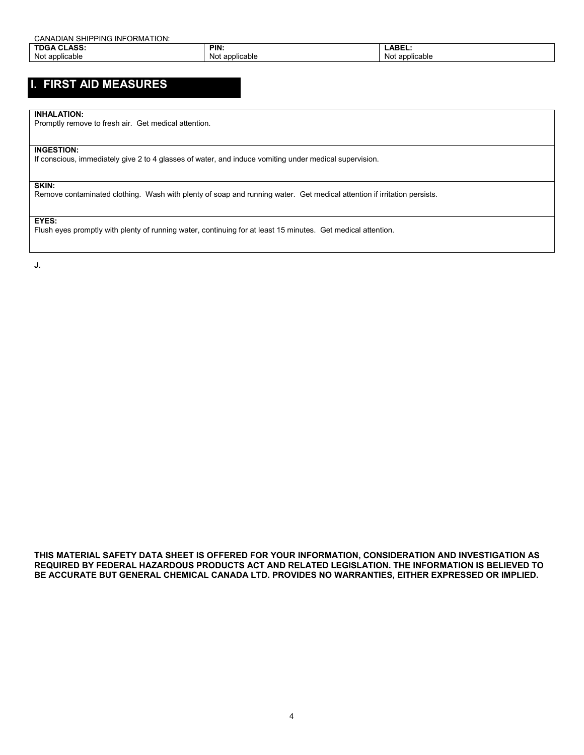CANADIAN SHIPPING INFORMATION:

| TDGA CLASS: | PIN: | LABEL: |
|---|---|---|
| Not applicable | Not applicable | Not applicable |

## I. FIRST AID MEASURES

**INHALATION:**
Promptly remove to fresh air. Get medical attention.

**INGESTION:**
If conscious, immediately give 2 to 4 glasses of water, and induce vomiting under medical supervision.

**SKIN:**
Remove contaminated clothing. Wash with plenty of soap and running water. Get medical attention if irritation persists.

**EYES:**
Flush eyes promptly with plenty of running water, continuing for at least 15 minutes. Get medical attention.

**J.**

**THIS MATERIAL SAFETY DATA SHEET IS OFFERED FOR YOUR INFORMATION, CONSIDERATION AND INVESTIGATION AS REQUIRED BY FEDERAL HAZARDOUS PRODUCTS ACT AND RELATED LEGISLATION. THE INFORMATION IS BELIEVED TO BE ACCURATE BUT GENERAL CHEMICAL CANADA LTD. PROVIDES NO WARRANTIES, EITHER EXPRESSED OR IMPLIED.**